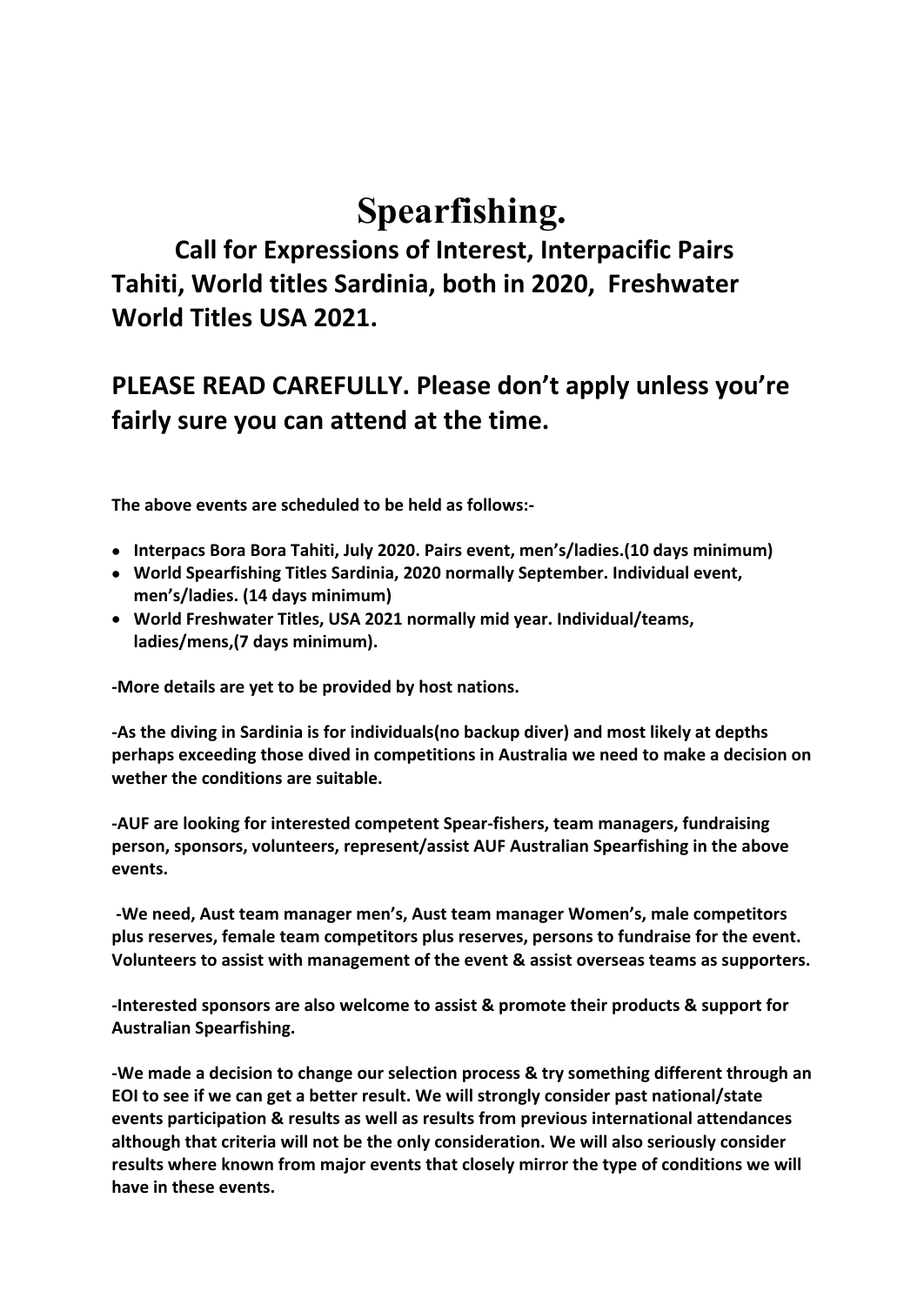# Spearfishing.

## Call for Expressions of Interest, Interpacific Pairs Tahiti, World titles Sardinia, both in 2020, Freshwater World Titles USA 2021.

## PLEASE READ CAREFULLY. Please don't apply unless you're fairly sure you can attend at the time.

**The above events are scheduled to be held as follows:-**

- **Interpacs Bora Bora Tahiti, July 2020. Pairs event, men's/ladies.(10 days minimum)**
- **World Spearfishing Titles Sardinia, 2020 normally September. Individual event, men's/ladies. (14 days minimum)**
- **World Freshwater Titles, USA 2021 normally mid year. Individual/teams, ladies/mens,(7 days minimum).**

**-More details are yet to be provided by host nations.**

**-As the diving in Sardinia is for individuals(no backup diver) and most likely at depths perhaps exceeding those dived in competitions in Australia we need to make a decision on wether the conditions are suitable.**

**-AUF are looking for interested competent Spear-fishers, team managers, fundraising person, sponsors, volunteers, represent/assist AUF Australian Spearfishing in the above events.**

**-We need, Aust team manager men's, Aust team manager Women's, male competitors plus reserves, female team competitors plus reserves, persons to fundraise for the event. Volunteers to assist with management of the event & assist overseas teams as supporters.**

**-Interested sponsors are also welcome to assist & promote their products & support for Australian Spearfishing.**

**-We made a decision to change our selection process & try something different through an EOI to see if we can get a better result. We will strongly consider past national/state events participation & results as well as results from previous international attendances although that criteria will not be the only consideration. We will also seriously consider results where known from major events that closely mirror the type of conditions we will have in these events.**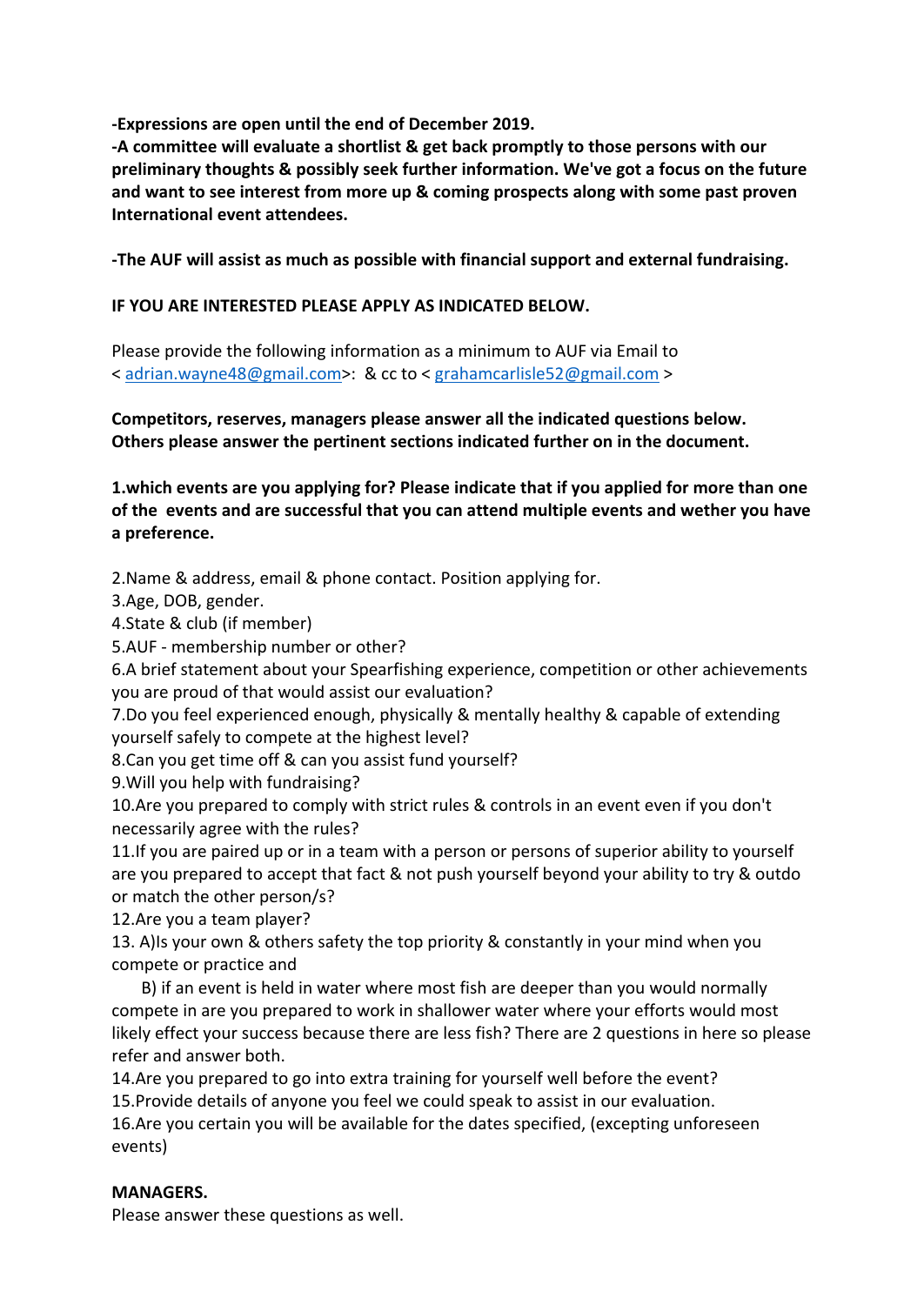**-Expressions are open until the end of December 2019.**
**-A committee will evaluate a shortlist & get back promptly to those persons with our preliminary thoughts & possibly seek further information. We've got a focus on the future and want to see interest from more up & coming prospects along with some past proven International event attendees.**

**-The AUF will assist as much as possible with financial support and external fundraising.**

**IF YOU ARE INTERESTED PLEASE APPLY AS INDICATED BELOW.**

Please provide the following information as a minimum to AUF via Email to < adrian.wayne48@gmail.com>: & cc to < grahamcarlisle52@gmail.com >

**Competitors, reserves, managers please answer all the indicated questions below. Others please answer the pertinent sections indicated further on in the document.**

**1.which events are you applying for? Please indicate that if you applied for more than one of the events and are successful that you can attend multiple events and wether you have a preference.**

2.Name & address, email & phone contact. Position applying for.
3.Age, DOB, gender.
4.State & club (if member)
5.AUF - membership number or other?
6.A brief statement about your Spearfishing experience, competition or other achievements you are proud of that would assist our evaluation?
7.Do you feel experienced enough, physically & mentally healthy & capable of extending yourself safely to compete at the highest level?
8.Can you get time off & can you assist fund yourself?
9.Will you help with fundraising?
10.Are you prepared to comply with strict rules & controls in an event even if you don't necessarily agree with the rules?
11.If you are paired up or in a team with a person or persons of superior ability to yourself are you prepared to accept that fact & not push yourself beyond your ability to try & outdo or match the other person/s?
12.Are you a team player?
13. A)Is your own & others safety the top priority & constantly in your mind when you compete or practice and
   B) if an event is held in water where most fish are deeper than you would normally compete in are you prepared to work in shallower water where your efforts would most likely effect your success because there are less fish? There are 2 questions in here so please refer and answer both.
14.Are you prepared to go into extra training for yourself well before the event?
15.Provide details of anyone you feel we could speak to assist in our evaluation.
16.Are you certain you will be available for the dates specified, (excepting unforeseen events)

**MANAGERS.**
Please answer these questions as well.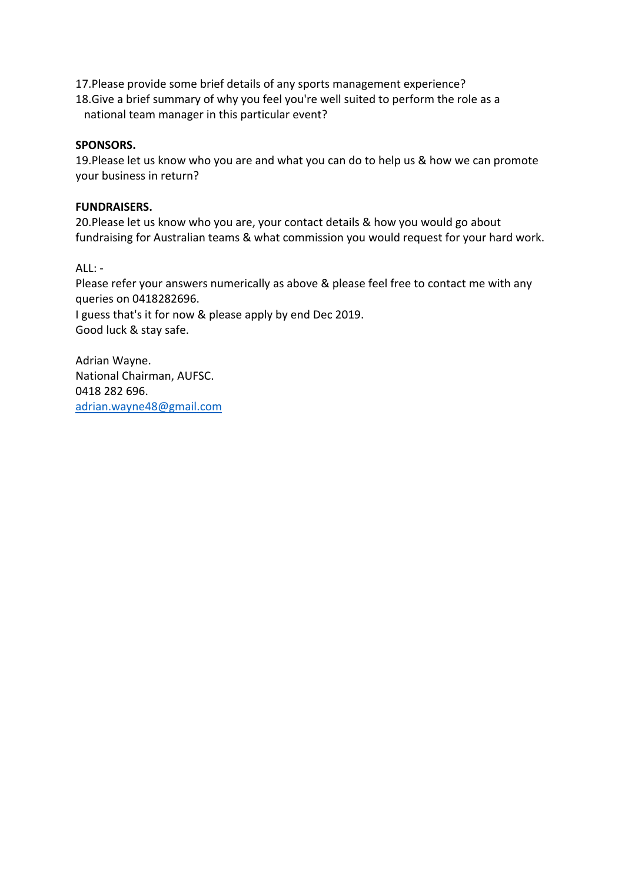17.Please provide some brief details of any sports management experience?

18.Give a brief summary of why you feel you're well suited to perform the role as a national team manager in this particular event?

**SPONSORS.**

19.Please let us know who you are and what you can do to help us & how we can promote your business in return?

**FUNDRAISERS.**

20.Please let us know who you are, your contact details & how you would go about fundraising for Australian teams & what commission you would request for your hard work.

ALL: -

Please refer your answers numerically as above & please feel free to contact me with any queries on 0418282696.

I guess that's it for now & please apply by end Dec 2019.

Good luck & stay safe.

Adrian Wayne.
National Chairman, AUFSC.
0418 282 696.
adrian.wayne48@gmail.com